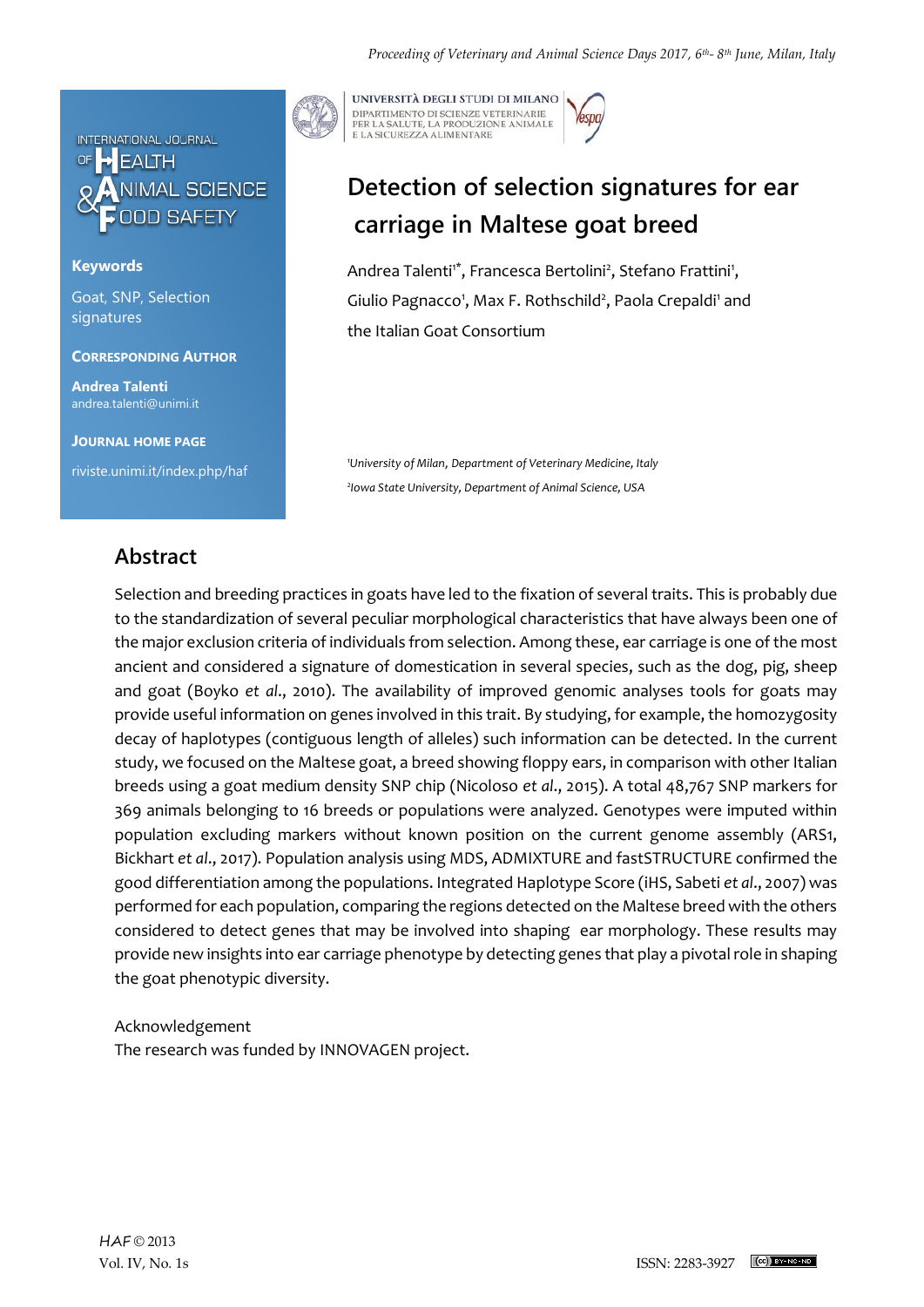# Detection of selection signatures for ear carriage in Maltese goat breed

Andrea Talenti[1*], Francesca Bertolini[2], Stefano Frattini[1], Giulio Pagnacco[1], Max F. Rothschild[2], Paola Crepaldi[1] and the Italian Goat Consortium

[1]University of Milan, Department of Veterinary Medicine, Italy

[2]Iowa State University, Department of Animal Science, USA

**Keywords**

Goat, SNP, Selection signatures

**Corresponding Author**

**Andrea Talenti**
andrea.talenti@unimi.it

**Journal Home Page**

riviste.unimi.it/index.php/haf

## Abstract

Selection and breeding practices in goats have led to the fixation of several traits. This is probably due to the standardization of several peculiar morphological characteristics that have always been one of the major exclusion criteria of individuals from selection. Among these, ear carriage is one of the most ancient and considered a signature of domestication in several species, such as the dog, pig, sheep and goat (Boyko *et al*., 2010). The availability of improved genomic analyses tools for goats may provide useful information on genes involved in this trait. By studying, for example, the homozygosity decay of haplotypes (contiguous length of alleles) such information can be detected. In the current study, we focused on the Maltese goat, a breed showing floppy ears, in comparison with other Italian breeds using a goat medium density SNP chip (Nicoloso *et al*., 2015). A total 48,767 SNP markers for 369 animals belonging to 16 breeds or populations were analyzed. Genotypes were imputed within population excluding markers without known position on the current genome assembly (ARS1, Bickhart *et al*., 2017). Population analysis using MDS, ADMIXTURE and fastSTRUCTURE confirmed the good differentiation among the populations. Integrated Haplotype Score (iHS, Sabeti *et al*., 2007) was performed for each population, comparing the regions detected on the Maltese breed with the others considered to detect genes that may be involved into shaping ear morphology. These results may provide new insights into ear carriage phenotype by detecting genes that play a pivotal role in shaping the goat phenotypic diversity.

Acknowledgement

The research was funded by INNOVAGEN project.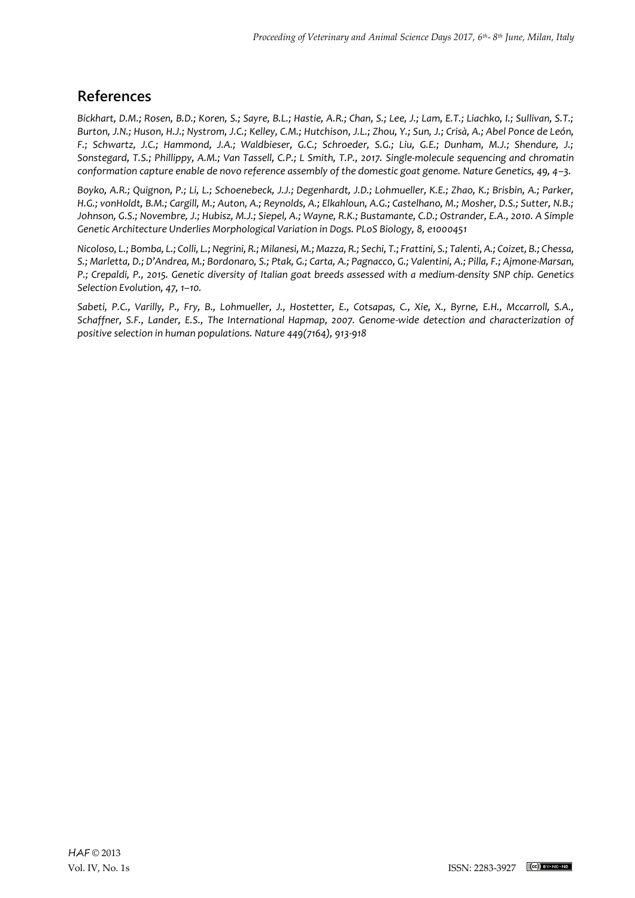## References

*Bickhart, D.M.; Rosen, B.D.; Koren, S.; Sayre, B.L.; Hastie, A.R.; Chan, S.; Lee, J.; Lam, E.T.; Liachko, I.; Sullivan, S.T.; Burton, J.N.; Huson, H.J.; Nystrom, J.C.; Kelley, C.M.; Hutchison, J.L.; Zhou, Y.; Sun, J.; Crisà, A.; Abel Ponce de León, F.; Schwartz, J.C.; Hammond, J.A.; Waldbieser, G.C.; Schroeder, S.G.; Liu, G.E.; Dunham, M.J.; Shendure, J.; Sonstegard, T.S.; Phillippy, A.M.; Van Tassell, C.P.; L Smith, T.P., 2017. Single-molecule sequencing and chromatin conformation capture enable de novo reference assembly of the domestic goat genome. Nature Genetics, 49, 4–3.*

*Boyko, A.R.; Quignon, P.; Li, L.; Schoenebeck, J.J.; Degenhardt, J.D.; Lohmueller, K.E.; Zhao, K.; Brisbin, A.; Parker, H.G.; vonHoldt, B.M.; Cargill, M.; Auton, A.; Reynolds, A.; Elkahloun, A.G.; Castelhano, M.; Mosher, D.S.; Sutter, N.B.; Johnson, G.S.; Novembre, J.; Hubisz, M.J.; Siepel, A.; Wayne, R.K.; Bustamante, C.D.; Ostrander, E.A., 2010. A Simple Genetic Architecture Underlies Morphological Variation in Dogs. PLoS Biology, 8, e1000451*

*Nicoloso, L.; Bomba, L.; Colli, L.; Negrini, R.; Milanesi, M.; Mazza, R.; Sechi, T.; Frattini, S.; Talenti, A.; Coizet, B.; Chessa, S.; Marletta, D.; D'Andrea, M.; Bordonaro, S.; Ptak, G.; Carta, A.; Pagnacco, G.; Valentini, A.; Pilla, F.; Ajmone-Marsan, P.; Crepaldi, P., 2015. Genetic diversity of Italian goat breeds assessed with a medium-density SNP chip. Genetics Selection Evolution, 47, 1–10.*

*Sabeti, P.C., Varilly, P., Fry, B., Lohmueller, J., Hostetter, E., Cotsapas, C., Xie, X., Byrne, E.H., Mccarroll, S.A., Schaffner, S.F., Lander, E.S., The International Hapmap, 2007. Genome-wide detection and characterization of positive selection in human populations. Nature 449(7164), 913-918*